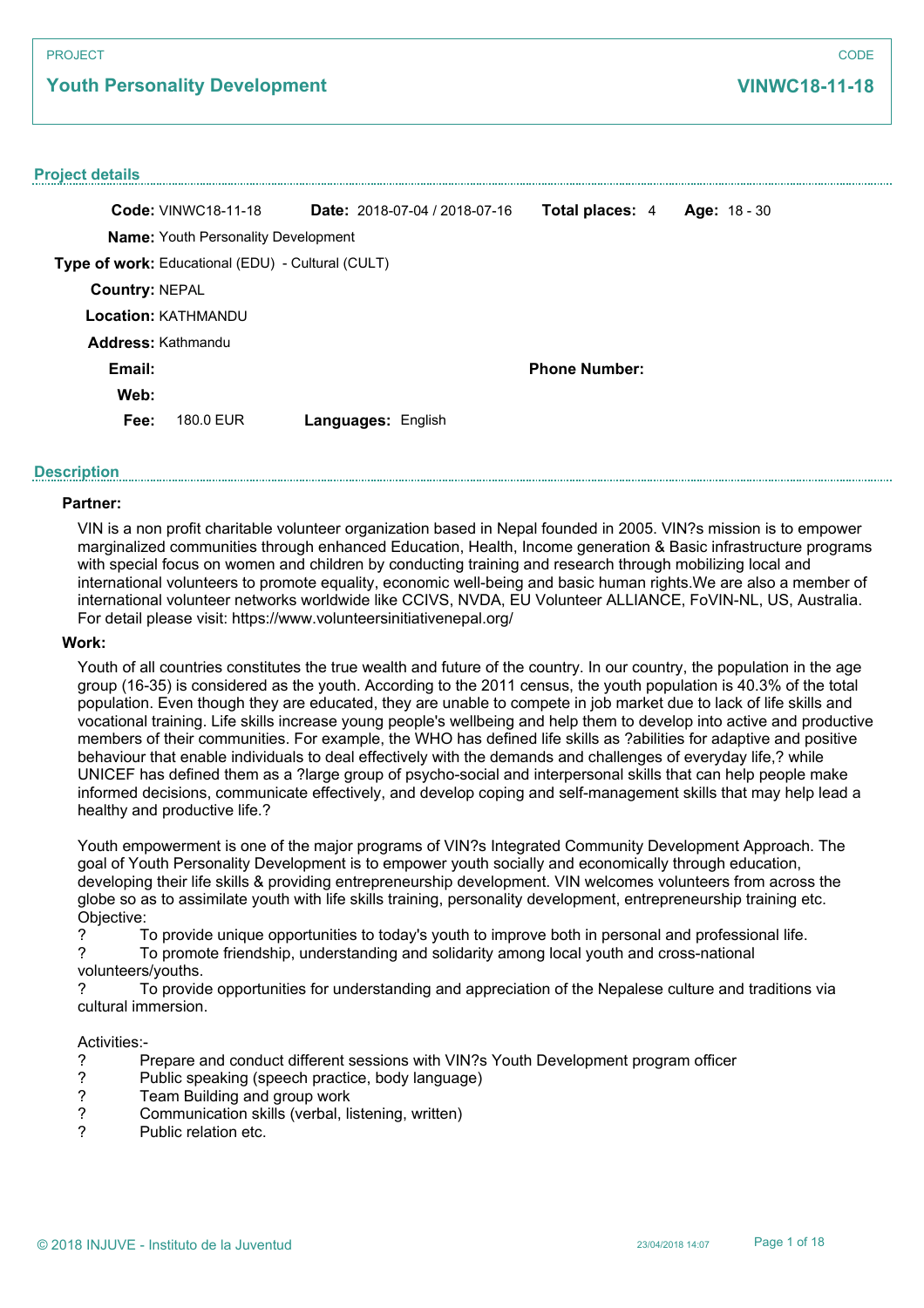PROJECT

## Youth Personality Development

CODE

**VINWC18-11-18**

### Project details

**Code:** VINWC18-11-18 **Date:** 2018-07-04 / 2018-07-16 **Total places:** 4 **Age:** 18 - 30

**Name:** Youth Personality Development

**Type of work:** Educational (EDU) - Cultural (CULT)

**Country:** NEPAL

**Location:** KATHMANDU

**Address:** Kathmandu

**Email:** **Phone Number:**

**Web:**

**Fee:** 180.0 EUR **Languages:** English

### Description

**Partner:**

VIN is a non profit charitable volunteer organization based in Nepal founded in 2005. VIN?s mission is to empower marginalized communities through enhanced Education, Health, Income generation & Basic infrastructure programs with special focus on women and children by conducting training and research through mobilizing local and international volunteers to promote equality, economic well-being and basic human rights.We are also a member of international volunteer networks worldwide like CCIVS, NVDA, EU Volunteer ALLIANCE, FoVIN-NL, US, Australia. For detail please visit: https://www.volunteersinitiativenepal.org/

**Work:**

Youth of all countries constitutes the true wealth and future of the country. In our country, the population in the age group (16-35) is considered as the youth. According to the 2011 census, the youth population is 40.3% of the total population. Even though they are educated, they are unable to compete in job market due to lack of life skills and vocational training. Life skills increase young people's wellbeing and help them to develop into active and productive members of their communities. For example, the WHO has defined life skills as ?abilities for adaptive and positive behaviour that enable individuals to deal effectively with the demands and challenges of everyday life,? while UNICEF has defined them as a ?large group of psycho-social and interpersonal skills that can help people make informed decisions, communicate effectively, and develop coping and self-management skills that may help lead a healthy and productive life.?

Youth empowerment is one of the major programs of VIN?s Integrated Community Development Approach. The goal of Youth Personality Development is to empower youth socially and economically through education, developing their life skills & providing entrepreneurship development. VIN welcomes volunteers from across the globe so as to assimilate youth with life skills training, personality development, entrepreneurship training etc.
Objective:
? To provide unique opportunities to today's youth to improve both in personal and professional life.
? To promote friendship, understanding and solidarity among local youth and cross-national volunteers/youths.
? To provide opportunities for understanding and appreciation of the Nepalese culture and traditions via cultural immersion.

Activities:-
? Prepare and conduct different sessions with VIN?s Youth Development program officer
? Public speaking (speech practice, body language)
? Team Building and group work
? Communication skills (verbal, listening, written)
? Public relation etc.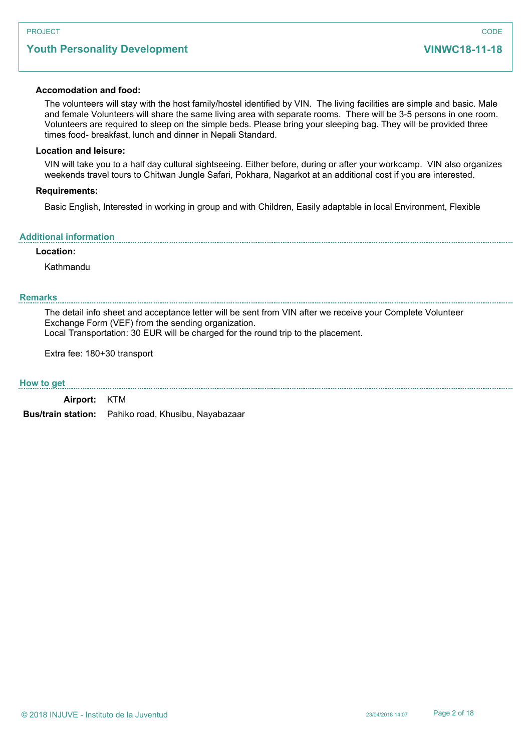**Accomodation and food:**

The volunteers will stay with the host family/hostel identified by VIN. The living facilities are simple and basic. Male and female Volunteers will share the same living area with separate rooms. There will be 3-5 persons in one room. Volunteers are required to sleep on the simple beds. Please bring your sleeping bag. They will be provided three times food- breakfast, lunch and dinner in Nepali Standard.

**Location and leisure:**

VIN will take you to a half day cultural sightseeing. Either before, during or after your workcamp. VIN also organizes weekends travel tours to Chitwan Jungle Safari, Pokhara, Nagarkot at an additional cost if you are interested.

**Requirements:**

Basic English, Interested in working in group and with Children, Easily adaptable in local Environment, Flexible

## Additional information

**Location:**

Kathmandu

## Remarks

The detail info sheet and acceptance letter will be sent from VIN after we receive your Complete Volunteer Exchange Form (VEF) from the sending organization.
Local Transportation: 30 EUR will be charged for the round trip to the placement.

Extra fee: 180+30 transport

## How to get

**Airport:** KTM

**Bus/train station:** Pahiko road, Khusibu, Nayabazaar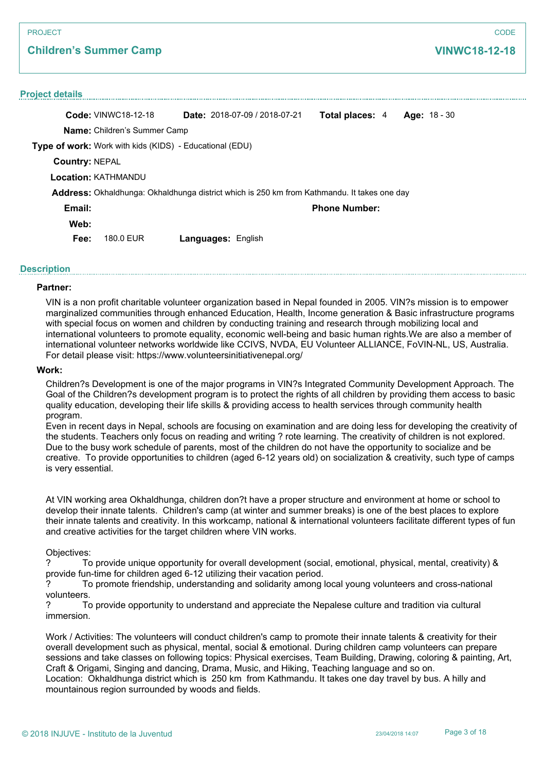PROJECT

## Children's Summer Camp

CODE

**VINWC18-12-18**

### Project details

**Code:** VINWC18-12-18 **Date:** 2018-07-09 / 2018-07-21 **Total places:** 4 **Age:** 18 - 30

**Name:** Children's Summer Camp

**Type of work:** Work with kids (KIDS) - Educational (EDU)

**Country:** NEPAL

**Location:** KATHMANDU

**Address:** Okhaldhunga: Okhaldhunga district which is 250 km from Kathmandu. It takes one day

**Email:** **Phone Number:**

**Web:**

**Fee:** 180.0 EUR **Languages:** English

### Description

**Partner:**

VIN is a non profit charitable volunteer organization based in Nepal founded in 2005. VIN?s mission is to empower marginalized communities through enhanced Education, Health, Income generation & Basic infrastructure programs with special focus on women and children by conducting training and research through mobilizing local and international volunteers to promote equality, economic well-being and basic human rights.We are also a member of international volunteer networks worldwide like CCIVS, NVDA, EU Volunteer ALLIANCE, FoVIN-NL, US, Australia. For detail please visit: https://www.volunteersinitiativenepal.org/

**Work:**

Children?s Development is one of the major programs in VIN?s Integrated Community Development Approach. The Goal of the Children?s development program is to protect the rights of all children by providing them access to basic quality education, developing their life skills & providing access to health services through community health program.
Even in recent days in Nepal, schools are focusing on examination and are doing less for developing the creativity of the students. Teachers only focus on reading and writing ? rote learning. The creativity of children is not explored. Due to the busy work schedule of parents, most of the children do not have the opportunity to socialize and be creative. To provide opportunities to children (aged 6-12 years old) on socialization & creativity, such type of camps is very essential.

At VIN working area Okhaldhunga, children don?t have a proper structure and environment at home or school to develop their innate talents. Children's camp (at winter and summer breaks) is one of the best places to explore their innate talents and creativity. In this workcamp, national & international volunteers facilitate different types of fun and creative activities for the target children where VIN works.

Objectives:
? To provide unique opportunity for overall development (social, emotional, physical, mental, creativity) & provide fun-time for children aged 6-12 utilizing their vacation period.
? To promote friendship, understanding and solidarity among local young volunteers and cross-national volunteers.
? To provide opportunity to understand and appreciate the Nepalese culture and tradition via cultural immersion.

Work / Activities: The volunteers will conduct children's camp to promote their innate talents & creativity for their overall development such as physical, mental, social & emotional. During children camp volunteers can prepare sessions and take classes on following topics: Physical exercises, Team Building, Drawing, coloring & painting, Art, Craft & Origami, Singing and dancing, Drama, Music, and Hiking, Teaching language and so on.
Location: Okhaldhunga district which is 250 km from Kathmandu. It takes one day travel by bus. A hilly and mountainous region surrounded by woods and fields.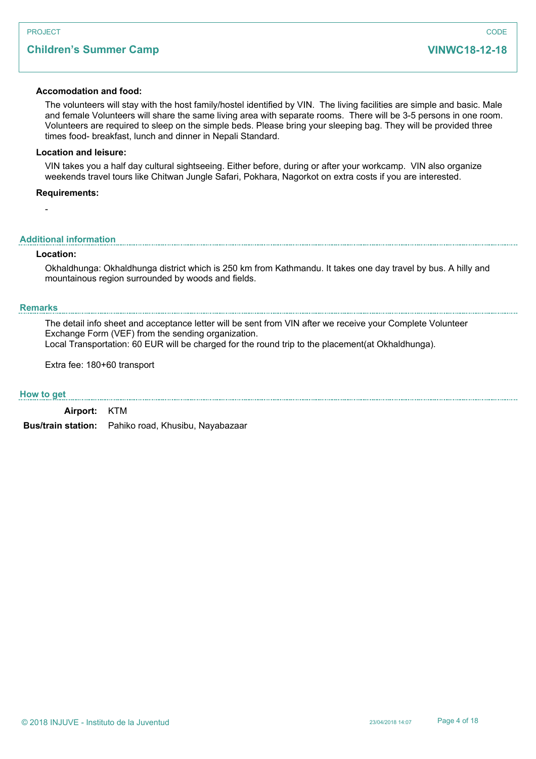**Accomodation and food:**

The volunteers will stay with the host family/hostel identified by VIN. The living facilities are simple and basic. Male and female Volunteers will share the same living area with separate rooms. There will be 3-5 persons in one room. Volunteers are required to sleep on the simple beds. Please bring your sleeping bag. They will be provided three times food- breakfast, lunch and dinner in Nepali Standard.

**Location and leisure:**

VIN takes you a half day cultural sightseeing. Either before, during or after your workcamp. VIN also organize weekends travel tours like Chitwan Jungle Safari, Pokhara, Nagorkot on extra costs if you are interested.

**Requirements:**

-

## Additional information

**Location:**

Okhaldhunga: Okhaldhunga district which is 250 km from Kathmandu. It takes one day travel by bus. A hilly and mountainous region surrounded by woods and fields.

## Remarks

The detail info sheet and acceptance letter will be sent from VIN after we receive your Complete Volunteer Exchange Form (VEF) from the sending organization.
Local Transportation: 60 EUR will be charged for the round trip to the placement(at Okhaldhunga).

Extra fee: 180+60 transport

## How to get

**Airport:** KTM

**Bus/train station:** Pahiko road, Khusibu, Nayabazaar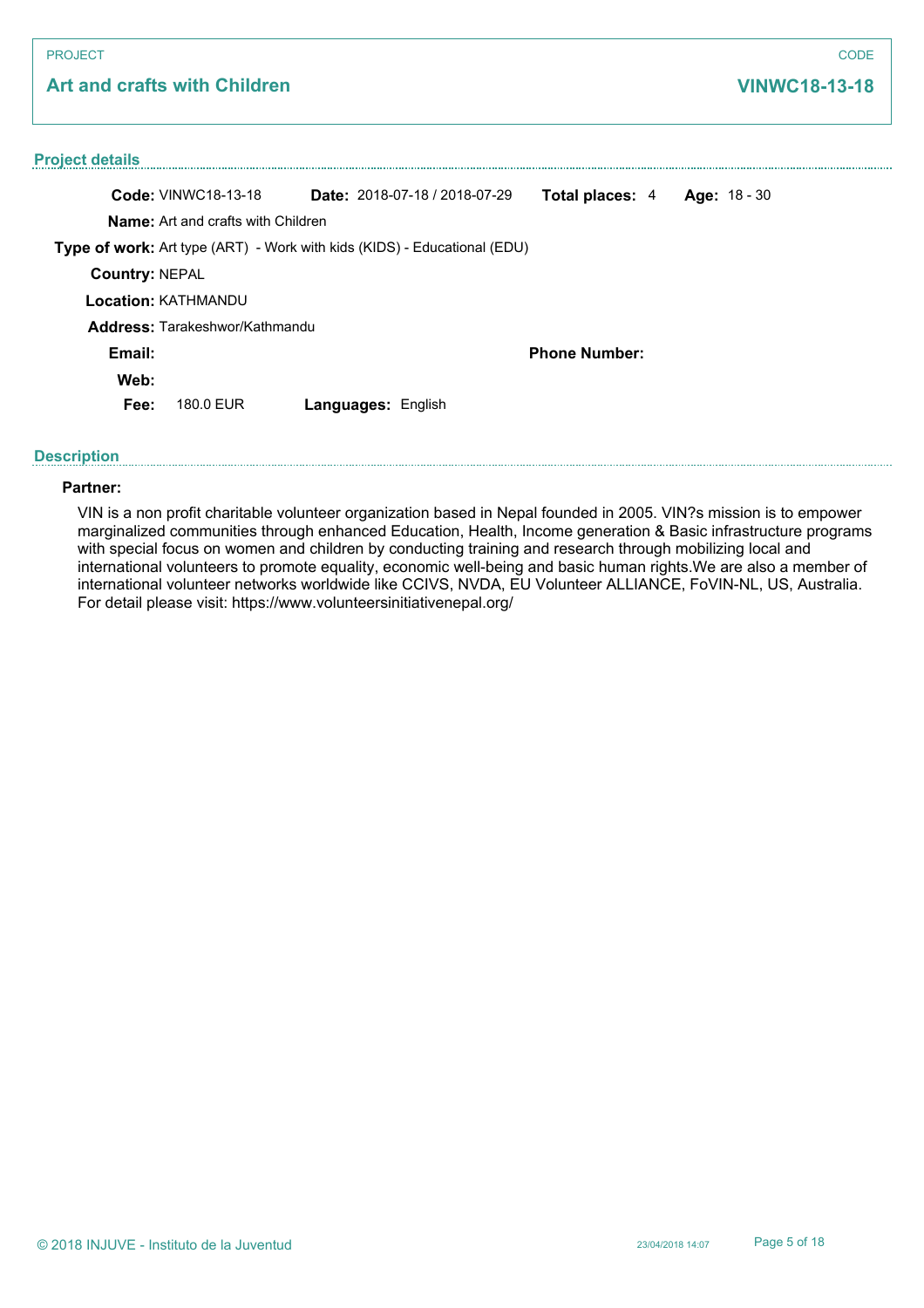PROJECT

## Art and crafts with Children

CODE

**VINWC18-13-18**

### Project details

**Code:** VINWC18-13-18 **Date:** 2018-07-18 / 2018-07-29 **Total places:** 4 **Age:** 18 - 30

**Name:** Art and crafts with Children

**Type of work:** Art type (ART) - Work with kids (KIDS) - Educational (EDU)

**Country:** NEPAL

**Location:** KATHMANDU

**Address:** Tarakeshwor/Kathmandu

**Email:** **Phone Number:**

**Web:**

**Fee:** 180.0 EUR **Languages:** English

### Description

**Partner:**

VIN is a non profit charitable volunteer organization based in Nepal founded in 2005. VIN?s mission is to empower marginalized communities through enhanced Education, Health, Income generation & Basic infrastructure programs with special focus on women and children by conducting training and research through mobilizing local and international volunteers to promote equality, economic well-being and basic human rights.We are also a member of international volunteer networks worldwide like CCIVS, NVDA, EU Volunteer ALLIANCE, FoVIN-NL, US, Australia. For detail please visit: https://www.volunteersinitiativenepal.org/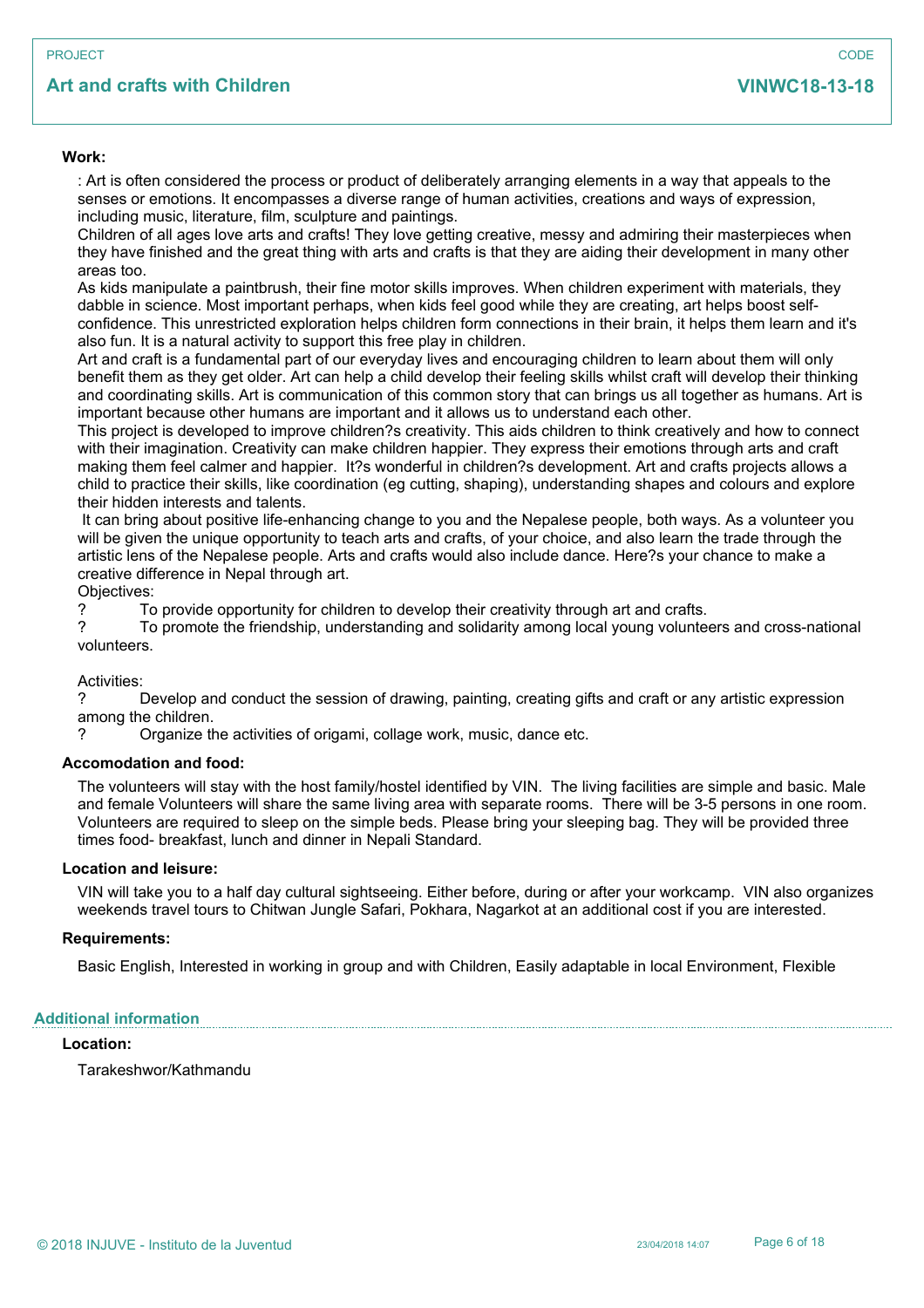PROJECT

## Art and crafts with Children

CODE

**VINWC18-13-18**

### Work:

: Art is often considered the process or product of deliberately arranging elements in a way that appeals to the senses or emotions. It encompasses a diverse range of human activities, creations and ways of expression, including music, literature, film, sculpture and paintings.
Children of all ages love arts and crafts! They love getting creative, messy and admiring their masterpieces when they have finished and the great thing with arts and crafts is that they are aiding their development in many other areas too.
As kids manipulate a paintbrush, their fine motor skills improves. When children experiment with materials, they dabble in science. Most important perhaps, when kids feel good while they are creating, art helps boost self-confidence. This unrestricted exploration helps children form connections in their brain, it helps them learn and it's also fun. It is a natural activity to support this free play in children.
Art and craft is a fundamental part of our everyday lives and encouraging children to learn about them will only benefit them as they get older. Art can help a child develop their feeling skills whilst craft will develop their thinking and coordinating skills. Art is communication of this common story that can brings us all together as humans. Art is important because other humans are important and it allows us to understand each other.
This project is developed to improve children?s creativity. This aids children to think creatively and how to connect with their imagination. Creativity can make children happier. They express their emotions through arts and craft making them feel calmer and happier. It?s wonderful in children?s development. Art and crafts projects allows a child to practice their skills, like coordination (eg cutting, shaping), understanding shapes and colours and explore their hidden interests and talents.
It can bring about positive life-enhancing change to you and the Nepalese people, both ways. As a volunteer you will be given the unique opportunity to teach arts and crafts, of your choice, and also learn the trade through the artistic lens of the Nepalese people. Arts and crafts would also include dance. Here?s your chance to make a creative difference in Nepal through art.
Objectives:
? To provide opportunity for children to develop their creativity through art and crafts.
? To promote the friendship, understanding and solidarity among local young volunteers and cross-national volunteers.

Activities:
? Develop and conduct the session of drawing, painting, creating gifts and craft or any artistic expression among the children.
? Organize the activities of origami, collage work, music, dance etc.

### Accomodation and food:

The volunteers will stay with the host family/hostel identified by VIN. The living facilities are simple and basic. Male and female Volunteers will share the same living area with separate rooms. There will be 3-5 persons in one room. Volunteers are required to sleep on the simple beds. Please bring your sleeping bag. They will be provided three times food- breakfast, lunch and dinner in Nepali Standard.

### Location and leisure:

VIN will take you to a half day cultural sightseeing. Either before, during or after your workcamp. VIN also organizes weekends travel tours to Chitwan Jungle Safari, Pokhara, Nagarkot at an additional cost if you are interested.

### Requirements:

Basic English, Interested in working in group and with Children, Easily adaptable in local Environment, Flexible

## Additional information

### Location:

Tarakeshwor/Kathmandu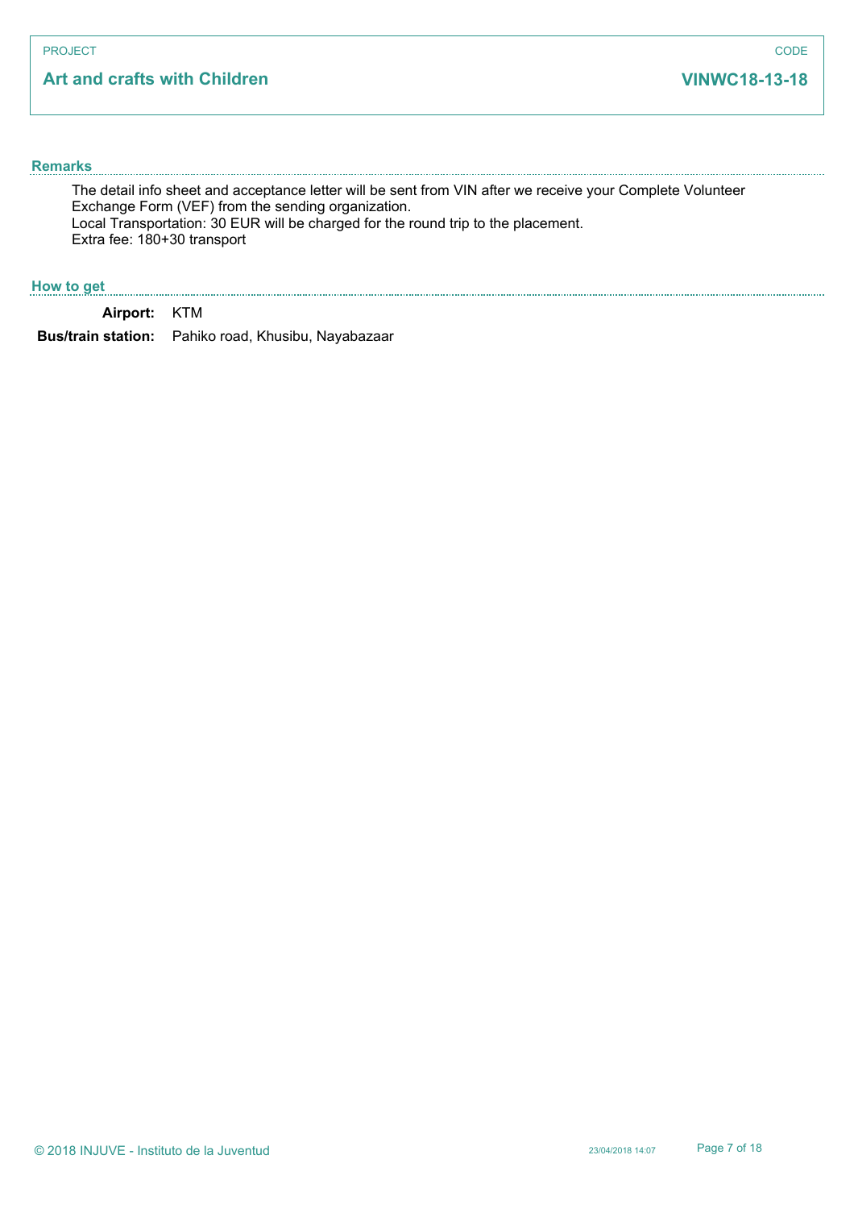PROJECT

**Art and crafts with Children**

CODE

**VINWC18-13-18**

## Remarks

The detail info sheet and acceptance letter will be sent from VIN after we receive your Complete Volunteer Exchange Form (VEF) from the sending organization.
Local Transportation: 30 EUR will be charged for the round trip to the placement.
Extra fee: 180+30 transport

## How to get

**Airport:** KTM

**Bus/train station:** Pahiko road, Khusibu, Nayabazaar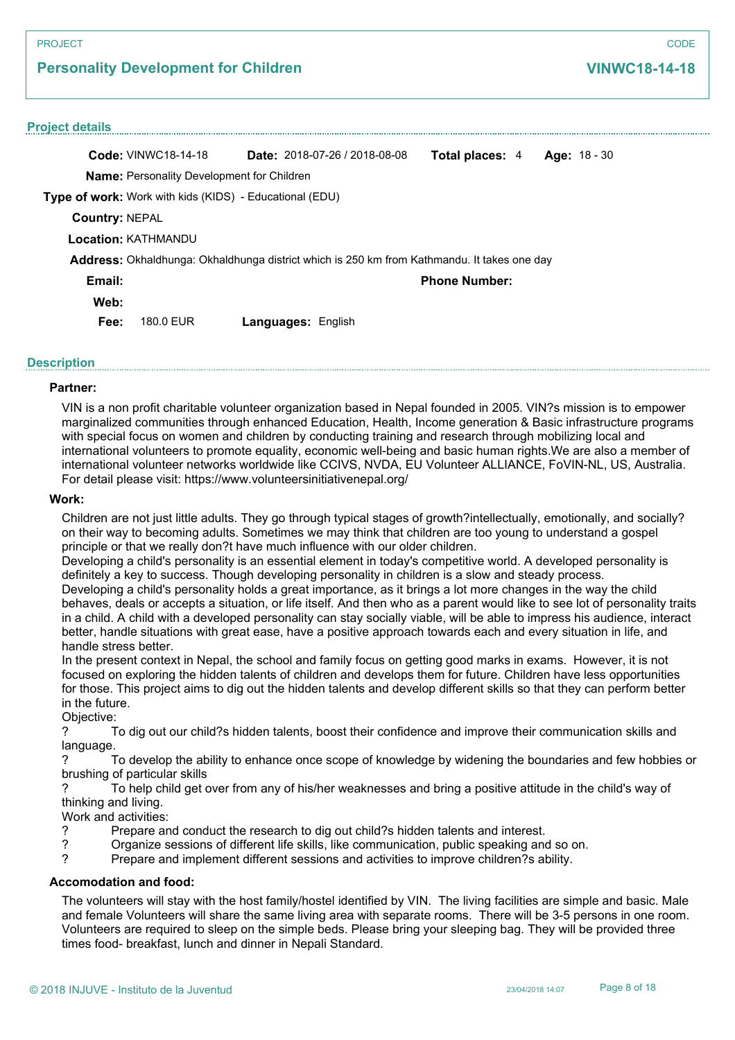PROJECT

## Personality Development for Children

CODE

**VINWC18-14-18**

### Project details

**Code:** VINWC18-14-18 **Date:** 2018-07-26 / 2018-08-08 **Total places:** 4 **Age:** 18 - 30

**Name:** Personality Development for Children

**Type of work:** Work with kids (KIDS) - Educational (EDU)

**Country:** NEPAL

**Location:** KATHMANDU

**Address:** Okhaldhunga: Okhaldhunga district which is 250 km from Kathmandu. It takes one day

**Email:** **Phone Number:**

**Web:**

**Fee:** 180.0 EUR **Languages:** English

### Description

**Partner:**

VIN is a non profit charitable volunteer organization based in Nepal founded in 2005. VIN?s mission is to empower marginalized communities through enhanced Education, Health, Income generation & Basic infrastructure programs with special focus on women and children by conducting training and research through mobilizing local and international volunteers to promote equality, economic well-being and basic human rights.We are also a member of international volunteer networks worldwide like CCIVS, NVDA, EU Volunteer ALLIANCE, FoVIN-NL, US, Australia. For detail please visit: https://www.volunteersinitiativenepal.org/

**Work:**

Children are not just little adults. They go through typical stages of growth?intellectually, emotionally, and socially? on their way to becoming adults. Sometimes we may think that children are too young to understand a gospel principle or that we really don?t have much influence with our older children.
Developing a child's personality is an essential element in today's competitive world. A developed personality is definitely a key to success. Though developing personality in children is a slow and steady process.
Developing a child's personality holds a great importance, as it brings a lot more changes in the way the child behaves, deals or accepts a situation, or life itself. And then who as a parent would like to see lot of personality traits in a child. A child with a developed personality can stay socially viable, will be able to impress his audience, interact better, handle situations with great ease, have a positive approach towards each and every situation in life, and handle stress better.
In the present context in Nepal, the school and family focus on getting good marks in exams. However, it is not focused on exploring the hidden talents of children and develops them for future. Children have less opportunities for those. This project aims to dig out the hidden talents and develop different skills so that they can perform better in the future.
Objective:
? To dig out our child?s hidden talents, boost their confidence and improve their communication skills and language.
? To develop the ability to enhance once scope of knowledge by widening the boundaries and few hobbies or brushing of particular skills
? To help child get over from any of his/her weaknesses and bring a positive attitude in the child's way of thinking and living.
Work and activities:
? Prepare and conduct the research to dig out child?s hidden talents and interest.
? Organize sessions of different life skills, like communication, public speaking and so on.
? Prepare and implement different sessions and activities to improve children?s ability.

**Accomodation and food:**

The volunteers will stay with the host family/hostel identified by VIN. The living facilities are simple and basic. Male and female Volunteers will share the same living area with separate rooms. There will be 3-5 persons in one room. Volunteers are required to sleep on the simple beds. Please bring your sleeping bag. They will be provided three times food- breakfast, lunch and dinner in Nepali Standard.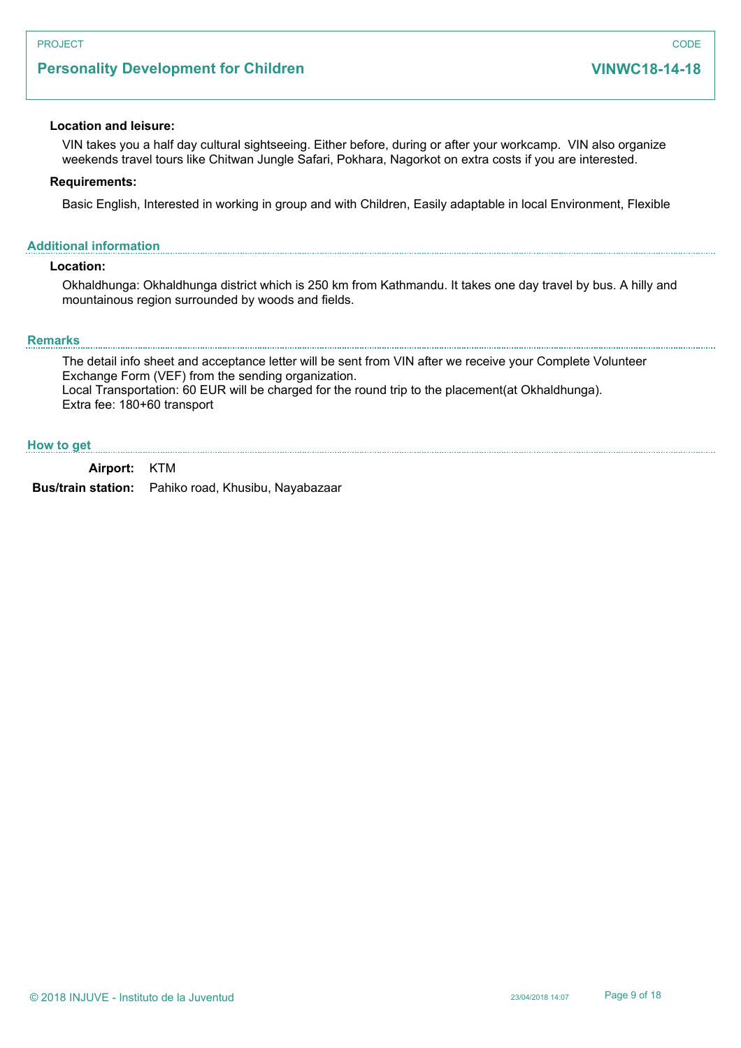**Location and leisure:**

VIN takes you a half day cultural sightseeing. Either before, during or after your workcamp.  VIN also organize weekends travel tours like Chitwan Jungle Safari, Pokhara, Nagorkot on extra costs if you are interested.

**Requirements:**

Basic English, Interested in working in group and with Children, Easily adaptable in local Environment, Flexible

## Additional information

**Location:**

Okhaldhunga: Okhaldhunga district which is 250 km from Kathmandu. It takes one day travel by bus. A hilly and mountainous region surrounded by woods and fields.

## Remarks

The detail info sheet and acceptance letter will be sent from VIN after we receive your Complete Volunteer Exchange Form (VEF) from the sending organization.
Local Transportation: 60 EUR will be charged for the round trip to the placement(at Okhaldhunga).
Extra fee: 180+60 transport

## How to get

**Airport:** KTM

**Bus/train station:** Pahiko road, Khusibu, Nayabazaar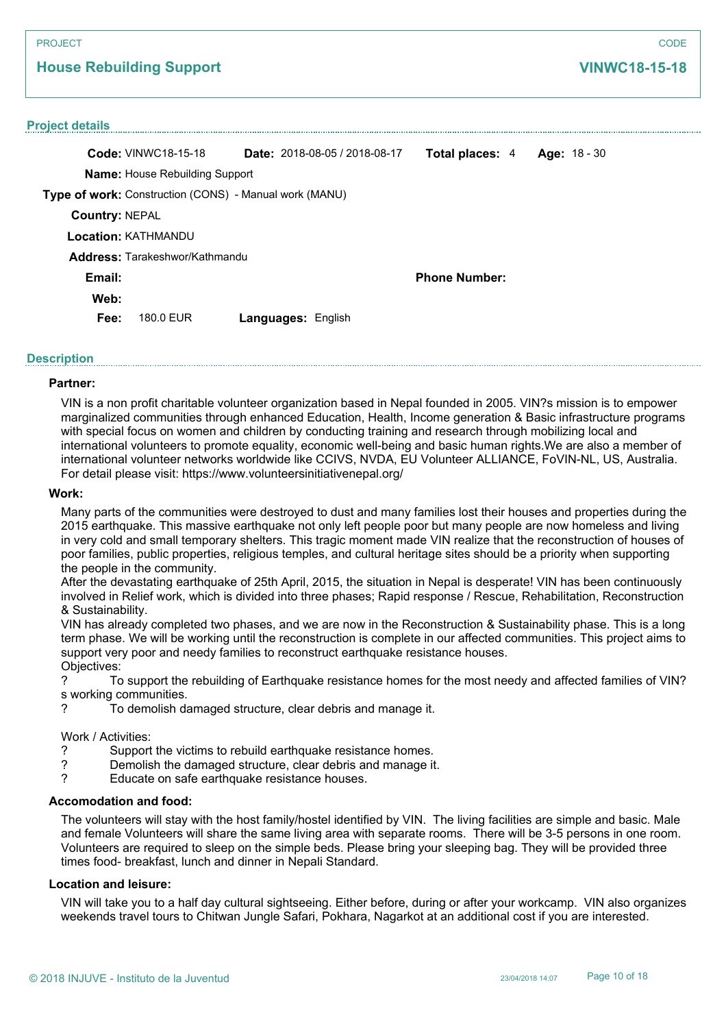PROJECT

## House Rebuilding Support

CODE

**VINWC18-15-18**

### Project details

**Code:** VINWC18-15-18 **Date:** 2018-08-05 / 2018-08-17 **Total places:** 4 **Age:** 18 - 30

**Name:** House Rebuilding Support

**Type of work:** Construction (CONS) - Manual work (MANU)

**Country:** NEPAL

**Location:** KATHMANDU

**Address:** Tarakeshwor/Kathmandu

**Email:** **Phone Number:**

**Web:**

**Fee:** 180.0 EUR **Languages:** English

### Description

**Partner:**

VIN is a non profit charitable volunteer organization based in Nepal founded in 2005. VIN?s mission is to empower marginalized communities through enhanced Education, Health, Income generation & Basic infrastructure programs with special focus on women and children by conducting training and research through mobilizing local and international volunteers to promote equality, economic well-being and basic human rights.We are also a member of international volunteer networks worldwide like CCIVS, NVDA, EU Volunteer ALLIANCE, FoVIN-NL, US, Australia. For detail please visit: https://www.volunteersinitiativenepal.org/

**Work:**

Many parts of the communities were destroyed to dust and many families lost their houses and properties during the 2015 earthquake. This massive earthquake not only left people poor but many people are now homeless and living in very cold and small temporary shelters. This tragic moment made VIN realize that the reconstruction of houses of poor families, public properties, religious temples, and cultural heritage sites should be a priority when supporting the people in the community.
After the devastating earthquake of 25th April, 2015, the situation in Nepal is desperate! VIN has been continuously involved in Relief work, which is divided into three phases; Rapid response / Rescue, Rehabilitation, Reconstruction & Sustainability.
VIN has already completed two phases, and we are now in the Reconstruction & Sustainability phase. This is a long term phase. We will be working until the reconstruction is complete in our affected communities. This project aims to support very poor and needy families to reconstruct earthquake resistance houses.
Objectives:
? To support the rebuilding of Earthquake resistance homes for the most needy and affected families of VIN?s working communities.
? To demolish damaged structure, clear debris and manage it.

Work / Activities:
? Support the victims to rebuild earthquake resistance homes.
? Demolish the damaged structure, clear debris and manage it.
? Educate on safe earthquake resistance houses.

**Accomodation and food:**

The volunteers will stay with the host family/hostel identified by VIN. The living facilities are simple and basic. Male and female Volunteers will share the same living area with separate rooms. There will be 3-5 persons in one room. Volunteers are required to sleep on the simple beds. Please bring your sleeping bag. They will be provided three times food- breakfast, lunch and dinner in Nepali Standard.

**Location and leisure:**

VIN will take you to a half day cultural sightseeing. Either before, during or after your workcamp. VIN also organizes weekends travel tours to Chitwan Jungle Safari, Pokhara, Nagarkot at an additional cost if you are interested.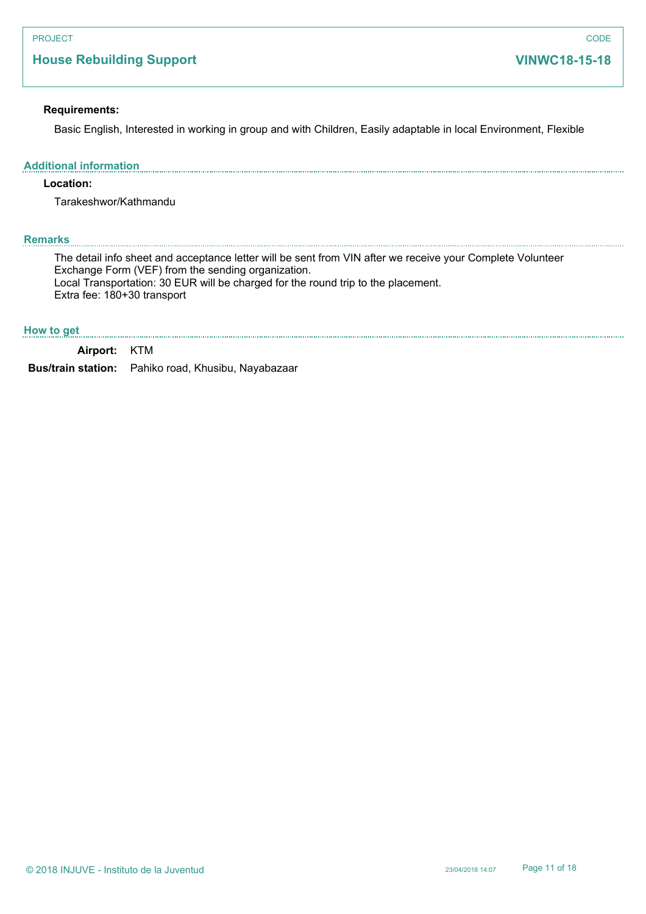PROJECT

## House Rebuilding Support

CODE

**VINWC18-15-18**

**Requirements:**

Basic English, Interested in working in group and with Children, Easily adaptable in local Environment, Flexible

### Additional information

**Location:**

Tarakeshwor/Kathmandu

### Remarks

The detail info sheet and acceptance letter will be sent from VIN after we receive your Complete Volunteer Exchange Form (VEF) from the sending organization.
Local Transportation: 30 EUR will be charged for the round trip to the placement.
Extra fee: 180+30 transport

### How to get

**Airport:** KTM

**Bus/train station:** Pahiko road, Khusibu, Nayabazaar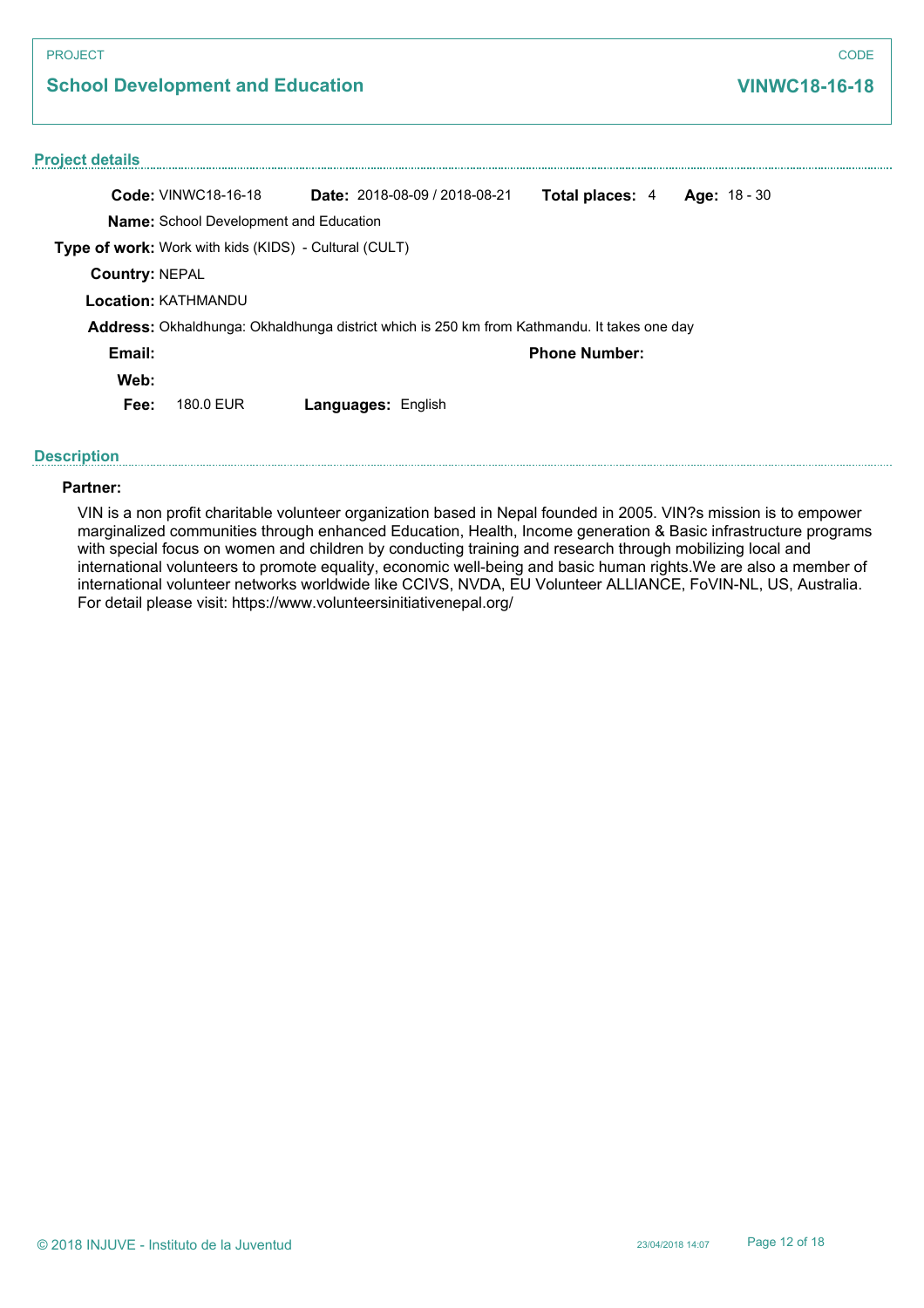PROJECT

## School Development and Education

CODE

**VINWC18-16-18**

### Project details

**Code:** VINWC18-16-18 **Date:** 2018-08-09 / 2018-08-21 **Total places:** 4 **Age:** 18 - 30

**Name:** School Development and Education

**Type of work:** Work with kids (KIDS) - Cultural (CULT)

**Country:** NEPAL

**Location:** KATHMANDU

**Address:** Okhaldhunga: Okhaldhunga district which is 250 km from Kathmandu. It takes one day

**Email:** **Phone Number:**

**Web:**

**Fee:** 180.0 EUR **Languages:** English

### Description

**Partner:**

VIN is a non profit charitable volunteer organization based in Nepal founded in 2005. VIN?s mission is to empower marginalized communities through enhanced Education, Health, Income generation & Basic infrastructure programs with special focus on women and children by conducting training and research through mobilizing local and international volunteers to promote equality, economic well-being and basic human rights.We are also a member of international volunteer networks worldwide like CCIVS, NVDA, EU Volunteer ALLIANCE, FoVIN-NL, US, Australia. For detail please visit: https://www.volunteersinitiativenepal.org/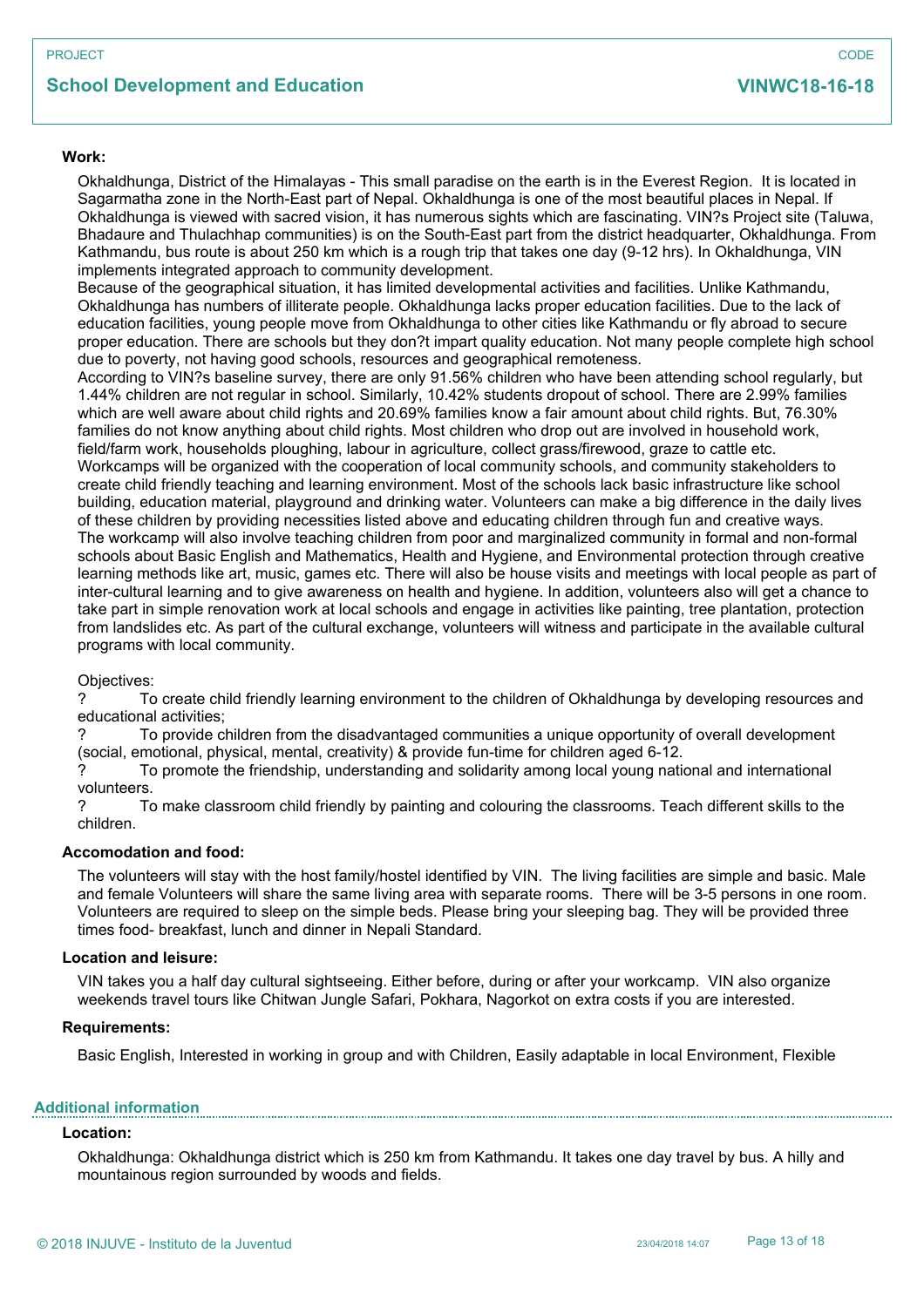PROJECT

## School Development and Education

CODE

**VINWC18-16-18**

**Work:**

Okhaldhunga, District of the Himalayas - This small paradise on the earth is in the Everest Region. It is located in Sagarmatha zone in the North-East part of Nepal. Okhaldhunga is one of the most beautiful places in Nepal. If Okhaldhunga is viewed with sacred vision, it has numerous sights which are fascinating. VIN?s Project site (Taluwa, Bhadaure and Thulachhap communities) is on the South-East part from the district headquarter, Okhaldhunga. From Kathmandu, bus route is about 250 km which is a rough trip that takes one day (9-12 hrs). In Okhaldhunga, VIN implements integrated approach to community development.
Because of the geographical situation, it has limited developmental activities and facilities. Unlike Kathmandu, Okhaldhunga has numbers of illiterate people. Okhaldhunga lacks proper education facilities. Due to the lack of education facilities, young people move from Okhaldhunga to other cities like Kathmandu or fly abroad to secure proper education. There are schools but they don?t impart quality education. Not many people complete high school due to poverty, not having good schools, resources and geographical remoteness.
According to VIN?s baseline survey, there are only 91.56% children who have been attending school regularly, but 1.44% children are not regular in school. Similarly, 10.42% students dropout of school. There are 2.99% families which are well aware about child rights and 20.69% families know a fair amount about child rights. But, 76.30% families do not know anything about child rights. Most children who drop out are involved in household work, field/farm work, households ploughing, labour in agriculture, collect grass/firewood, graze to cattle etc.
Workcamps will be organized with the cooperation of local community schools, and community stakeholders to create child friendly teaching and learning environment. Most of the schools lack basic infrastructure like school building, education material, playground and drinking water. Volunteers can make a big difference in the daily lives of these children by providing necessities listed above and educating children through fun and creative ways.
The workcamp will also involve teaching children from poor and marginalized community in formal and non-formal schools about Basic English and Mathematics, Health and Hygiene, and Environmental protection through creative learning methods like art, music, games etc. There will also be house visits and meetings with local people as part of inter-cultural learning and to give awareness on health and hygiene. In addition, volunteers also will get a chance to take part in simple renovation work at local schools and engage in activities like painting, tree plantation, protection from landslides etc. As part of the cultural exchange, volunteers will witness and participate in the available cultural programs with local community.

Objectives:
? To create child friendly learning environment to the children of Okhaldhunga by developing resources and educational activities;
? To provide children from the disadvantaged communities a unique opportunity of overall development (social, emotional, physical, mental, creativity) & provide fun-time for children aged 6-12.
? To promote the friendship, understanding and solidarity among local young national and international volunteers.
? To make classroom child friendly by painting and colouring the classrooms. Teach different skills to the children.

**Accomodation and food:**

The volunteers will stay with the host family/hostel identified by VIN. The living facilities are simple and basic. Male and female Volunteers will share the same living area with separate rooms. There will be 3-5 persons in one room. Volunteers are required to sleep on the simple beds. Please bring your sleeping bag. They will be provided three times food- breakfast, lunch and dinner in Nepali Standard.

**Location and leisure:**

VIN takes you a half day cultural sightseeing. Either before, during or after your workcamp. VIN also organize weekends travel tours like Chitwan Jungle Safari, Pokhara, Nagorkot on extra costs if you are interested.

**Requirements:**

Basic English, Interested in working in group and with Children, Easily adaptable in local Environment, Flexible

### Additional information

**Location:**

Okhaldhunga: Okhaldhunga district which is 250 km from Kathmandu. It takes one day travel by bus. A hilly and mountainous region surrounded by woods and fields.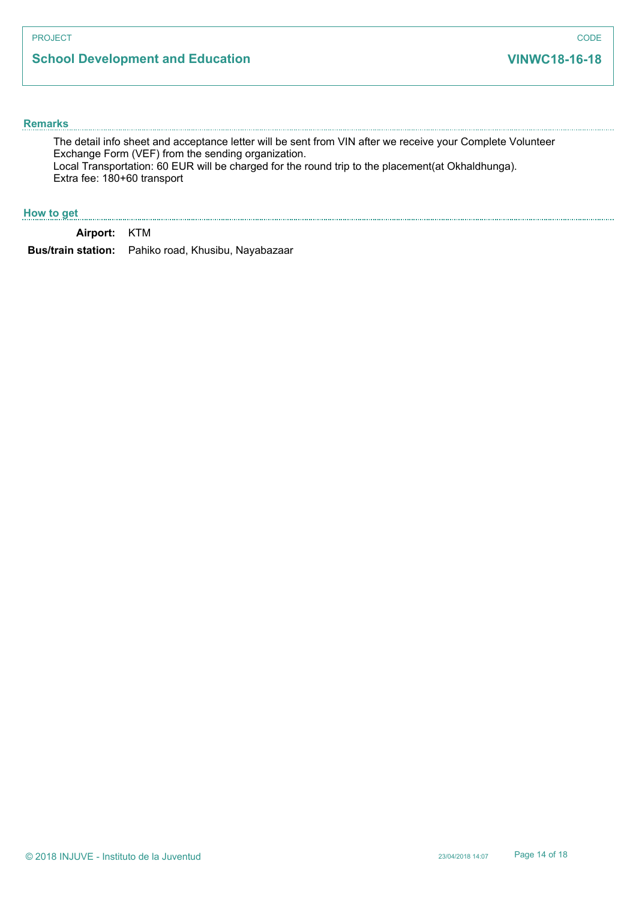PROJECT

**School Development and Education**

CODE

**VINWC18-16-18**

## Remarks

The detail info sheet and acceptance letter will be sent from VIN after we receive your Complete Volunteer Exchange Form (VEF) from the sending organization.
Local Transportation: 60 EUR will be charged for the round trip to the placement(at Okhaldhunga).
Extra fee: 180+60 transport

## How to get

**Airport:** KTM

**Bus/train station:** Pahiko road, Khusibu, Nayabazaar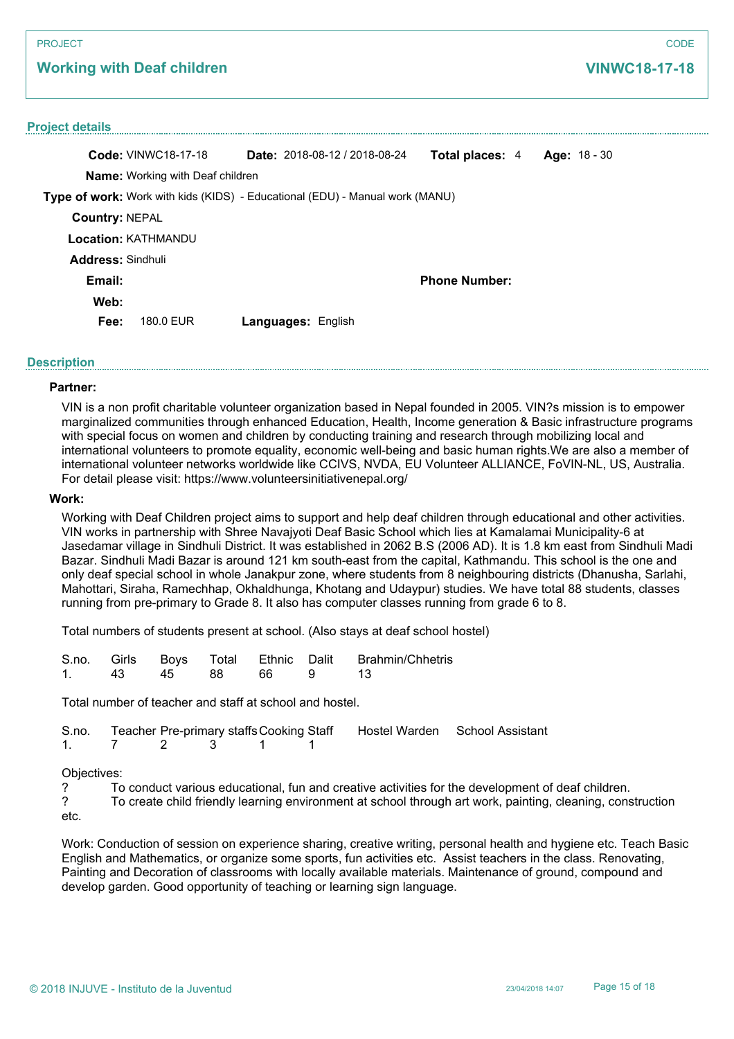PROJECT

## Working with Deaf children

CODE

**VINWC18-17-18**

### Project details

**Code:** VINWC18-17-18 **Date:** 2018-08-12 / 2018-08-24 **Total places:** 4 **Age:** 18 - 30

**Name:** Working with Deaf children

**Type of work:** Work with kids (KIDS) - Educational (EDU) - Manual work (MANU)

**Country:** NEPAL

**Location:** KATHMANDU

**Address:** Sindhuli

**Email:** **Phone Number:**

**Web:**

**Fee:** 180.0 EUR **Languages:** English

### Description

**Partner:**

VIN is a non profit charitable volunteer organization based in Nepal founded in 2005. VIN?s mission is to empower marginalized communities through enhanced Education, Health, Income generation & Basic infrastructure programs with special focus on women and children by conducting training and research through mobilizing local and international volunteers to promote equality, economic well-being and basic human rights.We are also a member of international volunteer networks worldwide like CCIVS, NVDA, EU Volunteer ALLIANCE, FoVIN-NL, US, Australia. For detail please visit: https://www.volunteersinitiativenepal.org/

**Work:**

Working with Deaf Children project aims to support and help deaf children through educational and other activities. VIN works in partnership with Shree Navajyoti Deaf Basic School which lies at Kamalamai Municipality-6 at Jasedamar village in Sindhuli District. It was established in 2062 B.S (2006 AD). It is 1.8 km east from Sindhuli Madi Bazar. Sindhuli Madi Bazar is around 121 km south-east from the capital, Kathmandu. This school is the one and only deaf special school in whole Janakpur zone, where students from 8 neighbouring districts (Dhanusha, Sarlahi, Mahottari, Siraha, Ramechhap, Okhaldhunga, Khotang and Udaypur) studies. We have total 88 students, classes running from pre-primary to Grade 8. It also has computer classes running from grade 6 to 8.

Total numbers of students present at school. (Also stays at deaf school hostel)

| S.no. | Girls | Boys | Total | Ethnic | Dalit | Brahmin/Chhetris |
|---|---|---|---|---|---|---|
| 1. | 43 | 45 | 88 | 66 | 9 | 13 |

Total number of teacher and staff at school and hostel.

| S.no. | Teacher | Pre-primary staffs | Cooking Staff | Hostel Warden | School Assistant |
|---|---|---|---|---|---|
| 1. | 7 | 2 | 3 | 1 | 1 |

Objectives:

? To conduct various educational, fun and creative activities for the development of deaf children.

? To create child friendly learning environment at school through art work, painting, cleaning, construction etc.

Work: Conduction of session on experience sharing, creative writing, personal health and hygiene etc. Teach Basic English and Mathematics, or organize some sports, fun activities etc. Assist teachers in the class. Renovating, Painting and Decoration of classrooms with locally available materials. Maintenance of ground, compound and develop garden. Good opportunity of teaching or learning sign language.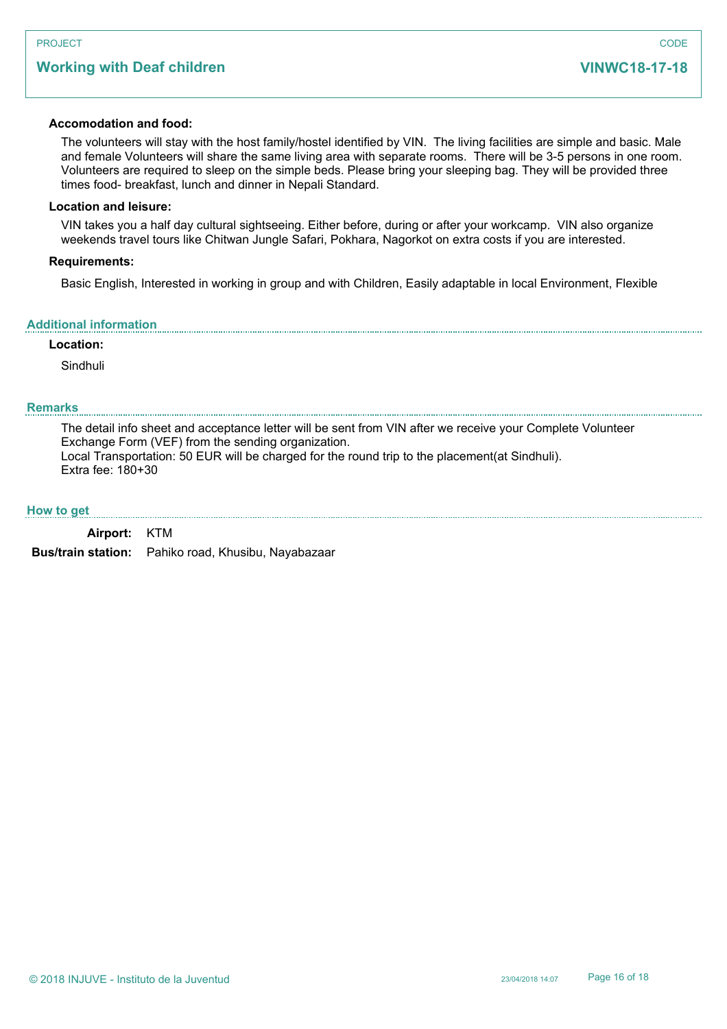PROJECT

**Working with Deaf children**

CODE

**VINWC18-17-18**

**Accomodation and food:**

The volunteers will stay with the host family/hostel identified by VIN. The living facilities are simple and basic. Male and female Volunteers will share the same living area with separate rooms. There will be 3-5 persons in one room. Volunteers are required to sleep on the simple beds. Please bring your sleeping bag. They will be provided three times food- breakfast, lunch and dinner in Nepali Standard.

**Location and leisure:**

VIN takes you a half day cultural sightseeing. Either before, during or after your workcamp. VIN also organize weekends travel tours like Chitwan Jungle Safari, Pokhara, Nagorkot on extra costs if you are interested.

**Requirements:**

Basic English, Interested in working in group and with Children, Easily adaptable in local Environment, Flexible

## Additional information

**Location:**

Sindhuli

## Remarks

The detail info sheet and acceptance letter will be sent from VIN after we receive your Complete Volunteer Exchange Form (VEF) from the sending organization.
Local Transportation: 50 EUR will be charged for the round trip to the placement(at Sindhuli).
Extra fee: 180+30

## How to get

**Airport:** KTM

**Bus/train station:** Pahiko road, Khusibu, Nayabazaar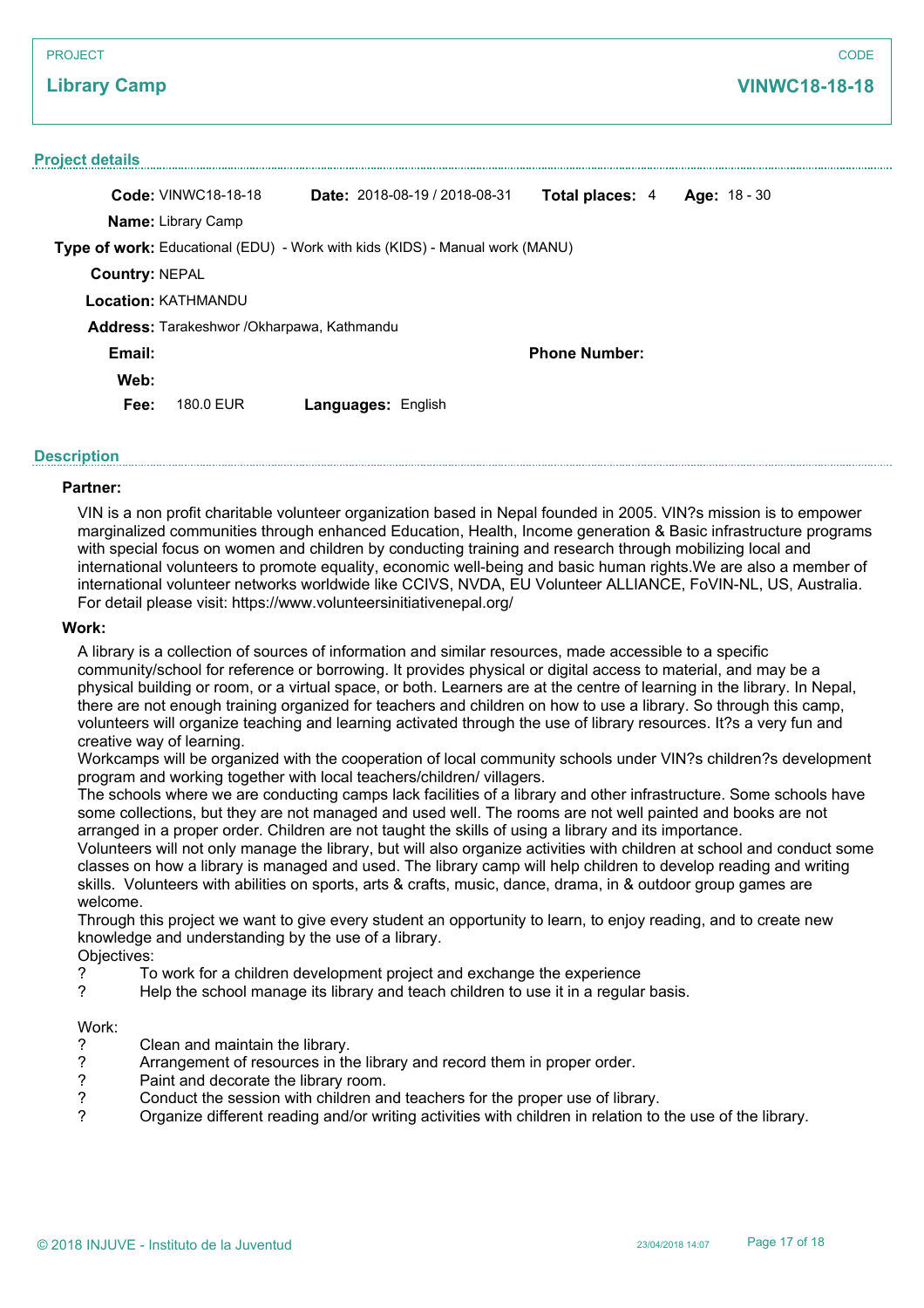PROJECT

## Library Camp

CODE

**VINWC18-18-18**

### Project details

**Code:** VINWC18-18-18 **Date:** 2018-08-19 / 2018-08-31 **Total places:** 4 **Age:** 18 - 30

**Name:** Library Camp

**Type of work:** Educational (EDU) - Work with kids (KIDS) - Manual work (MANU)

**Country:** NEPAL

**Location:** KATHMANDU

**Address:** Tarakeshwor /Okharpawa, Kathmandu

**Email:** **Phone Number:**

**Web:**

**Fee:** 180.0 EUR **Languages:** English

### Description

**Partner:**

VIN is a non profit charitable volunteer organization based in Nepal founded in 2005. VIN?s mission is to empower marginalized communities through enhanced Education, Health, Income generation & Basic infrastructure programs with special focus on women and children by conducting training and research through mobilizing local and international volunteers to promote equality, economic well-being and basic human rights.We are also a member of international volunteer networks worldwide like CCIVS, NVDA, EU Volunteer ALLIANCE, FoVIN-NL, US, Australia. For detail please visit: https://www.volunteersinitiativenepal.org/

**Work:**

A library is a collection of sources of information and similar resources, made accessible to a specific community/school for reference or borrowing. It provides physical or digital access to material, and may be a physical building or room, or a virtual space, or both. Learners are at the centre of learning in the library. In Nepal, there are not enough training organized for teachers and children on how to use a library. So through this camp, volunteers will organize teaching and learning activated through the use of library resources. It?s a very fun and creative way of learning.
Workcamps will be organized with the cooperation of local community schools under VIN?s children?s development program and working together with local teachers/children/ villagers.
The schools where we are conducting camps lack facilities of a library and other infrastructure. Some schools have some collections, but they are not managed and used well. The rooms are not well painted and books are not arranged in a proper order. Children are not taught the skills of using a library and its importance.
Volunteers will not only manage the library, but will also organize activities with children at school and conduct some classes on how a library is managed and used. The library camp will help children to develop reading and writing skills. Volunteers with abilities on sports, arts & crafts, music, dance, drama, in & outdoor group games are welcome.
Through this project we want to give every student an opportunity to learn, to enjoy reading, and to create new knowledge and understanding by the use of a library.
Objectives:

? To work for a children development project and exchange the experience
? Help the school manage its library and teach children to use it in a regular basis.

Work:

? Clean and maintain the library.
? Arrangement of resources in the library and record them in proper order.
? Paint and decorate the library room.
? Conduct the session with children and teachers for the proper use of library.
? Organize different reading and/or writing activities with children in relation to the use of the library.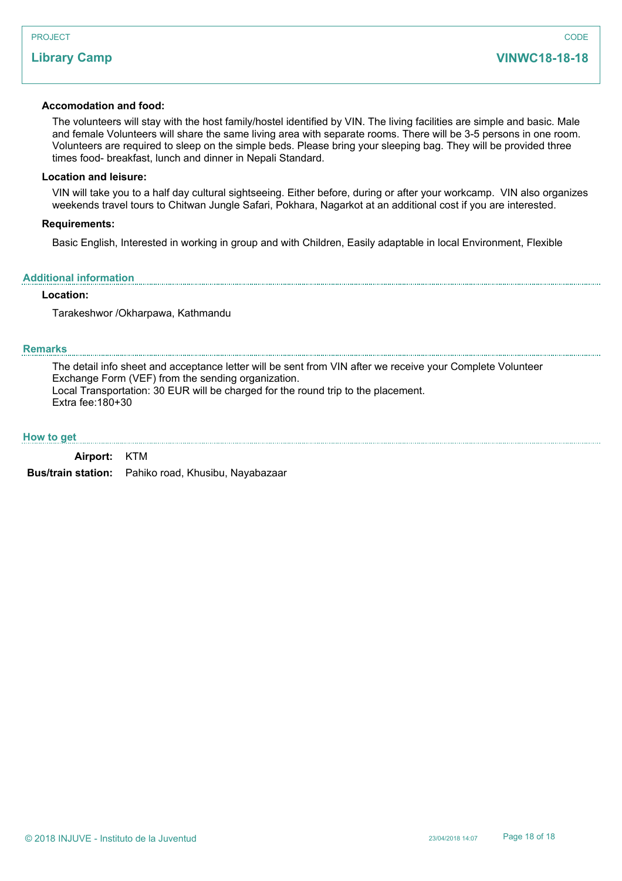PROJECT

**Library Camp**

CODE

**VINWC18-18-18**

**Accomodation and food:**

The volunteers will stay with the host family/hostel identified by VIN. The living facilities are simple and basic. Male and female Volunteers will share the same living area with separate rooms. There will be 3-5 persons in one room. Volunteers are required to sleep on the simple beds. Please bring your sleeping bag. They will be provided three times food- breakfast, lunch and dinner in Nepali Standard.

**Location and leisure:**

VIN will take you to a half day cultural sightseeing. Either before, during or after your workcamp. VIN also organizes weekends travel tours to Chitwan Jungle Safari, Pokhara, Nagarkot at an additional cost if you are interested.

**Requirements:**

Basic English, Interested in working in group and with Children, Easily adaptable in local Environment, Flexible

## Additional information

**Location:**

Tarakeshwor /Okharpawa, Kathmandu

## Remarks

The detail info sheet and acceptance letter will be sent from VIN after we receive your Complete Volunteer Exchange Form (VEF) from the sending organization.
Local Transportation: 30 EUR will be charged for the round trip to the placement.
Extra fee:180+30

## How to get

**Airport:** KTM

**Bus/train station:** Pahiko road, Khusibu, Nayabazaar